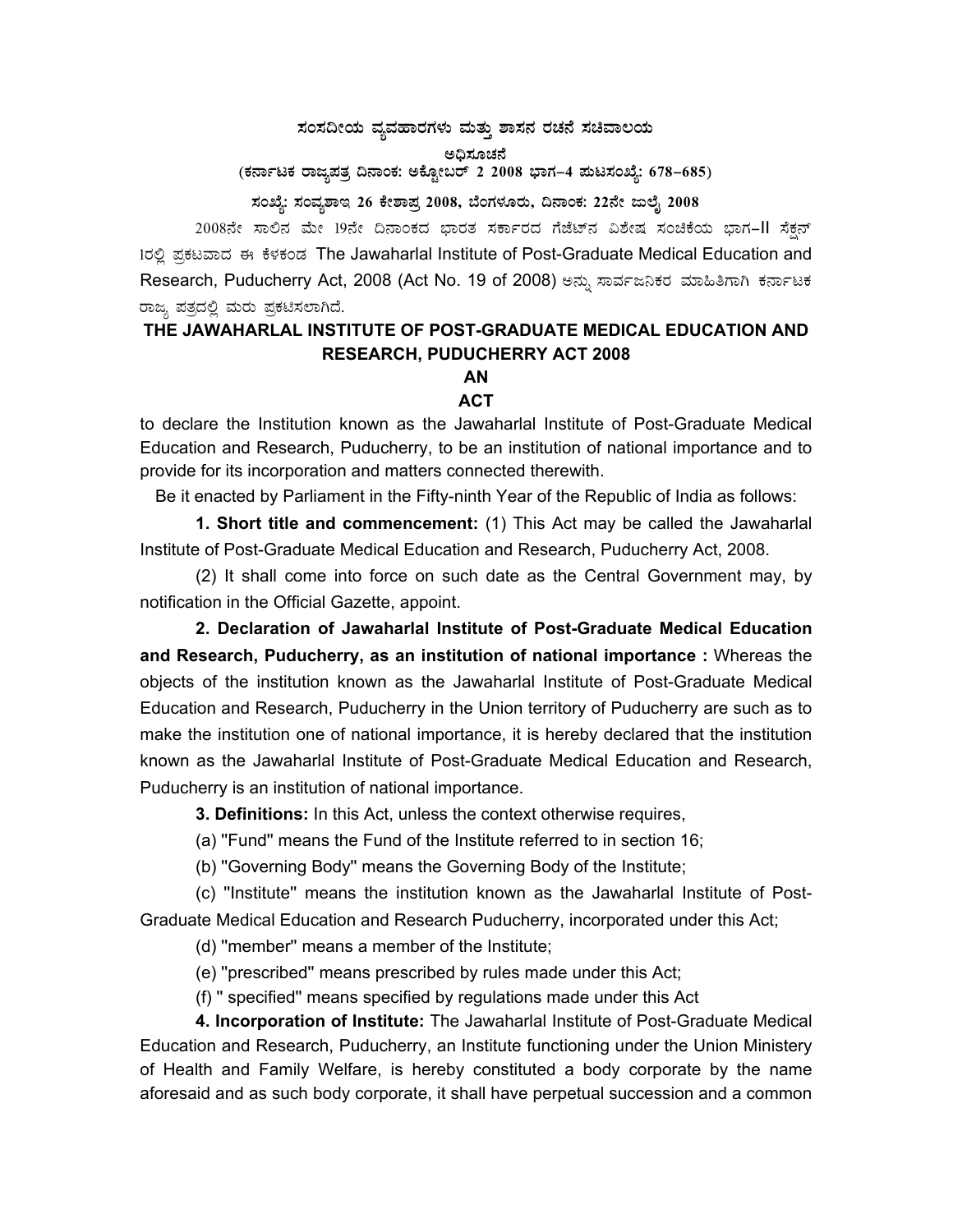# ಸಂಸದೀಯ ವ್ಯವಹಾರಗಳು ಮತ್ತು ಶಾಸನ ರಚನೆ ಸಚಿವಾಲಯ

**ಅಧಿಸೂಚನೆ**

**(ಕರ್ನಾಟಕ ರಾಜ್ಯಪತ್ರ ದಿನಾಂಕ: ಅಕ್ಟೋಬರ್ 2 2008 ಭಾಗ–4 ಪುಟಸಂಖ್ಯೆ: 678–685)**

**ಸಂಖ್ಯೆ: ಸಂವ್ಯಶಾಇ 26 ಕೇಶಾಪ್ರ 2008, ಬೆಂಗಳೂರು, ದಿನಾಂಕ: 22ನೇ ಜುಲೈ 2008**

2008ನೇ ಸಾಲಿನ ಮೇ 19ನೇ ದಿನಾಂಕದ ಭಾರತ ಸರ್ಕಾರದ ಗೆಜೆಟ್‌ನ ವಿಶೇಷ ಸಂಚಿಕೆಯ ಭಾಗ–II ಸೆಕ್ಷನ್ 1ರಲ್ಲಿ ಪ್ರಕಟವಾದ ಈ ಕೆಳಕಂಡ The Jawaharlal Institute of Post-Graduate Medical Education and Research, Puducherry Act, 2008 (Act No. 19 of 2008) ಅನ್ನು ಸಾರ್ವಜನಿಕರ ಮಾಹಿತಿಗಾಗಿ ಕರ್ನಾಟಕ ರಾಜ್ಯ ಪತ್ರದಲ್ಲಿ ಮರು ಪ್ರಕಟಿಸಲಾಗಿದೆ.

## THE JAWAHARLAL INSTITUTE OF POST-GRADUATE MEDICAL EDUCATION AND RESEARCH, PUDUCHERRY ACT 2008

**AN**

**ACT**

to declare the Institution known as the Jawaharlal Institute of Post-Graduate Medical Education and Research, Puducherry, to be an institution of national importance and to provide for its incorporation and matters connected therewith.

Be it enacted by Parliament in the Fifty-ninth Year of the Republic of India as follows:

**1. Short title and commencement:** (1) This Act may be called the Jawaharlal Institute of Post-Graduate Medical Education and Research, Puducherry Act, 2008.

(2) It shall come into force on such date as the Central Government may, by notification in the Official Gazette, appoint.

**2. Declaration of Jawaharlal Institute of Post-Graduate Medical Education and Research, Puducherry, as an institution of national importance :** Whereas the objects of the institution known as the Jawaharlal Institute of Post-Graduate Medical Education and Research, Puducherry in the Union territory of Puducherry are such as to make the institution one of national importance, it is hereby declared that the institution known as the Jawaharlal Institute of Post-Graduate Medical Education and Research, Puducherry is an institution of national importance.

**3. Definitions:** In this Act, unless the context otherwise requires,

(a) "Fund" means the Fund of the Institute referred to in section 16;

(b) "Governing Body" means the Governing Body of the Institute;

(c) "Institute" means the institution known as the Jawaharlal Institute of Post-Graduate Medical Education and Research Puducherry, incorporated under this Act;

(d) "member" means a member of the Institute;

(e) "prescribed" means prescribed by rules made under this Act;

(f) " specified" means specified by regulations made under this Act

**4. Incorporation of Institute:** The Jawaharlal Institute of Post-Graduate Medical Education and Research, Puducherry, an Institute functioning under the Union Ministry of Health and Family Welfare, is hereby constituted a body corporate by the name aforesaid and as such body corporate, it shall have perpetual succession and a common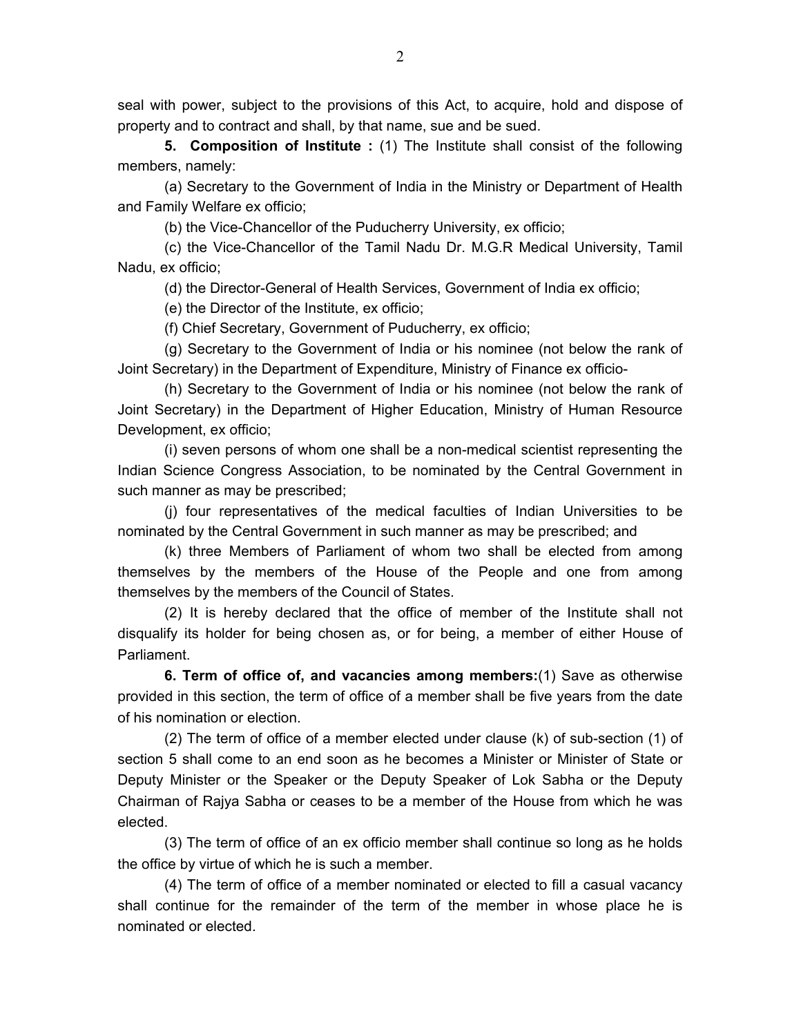seal with power, subject to the provisions of this Act, to acquire, hold and dispose of property and to contract and shall, by that name, sue and be sued.

**5. Composition of Institute :** (1) The Institute shall consist of the following members, namely:

(a) Secretary to the Government of India in the Ministry or Department of Health and Family Welfare ex officio;

(b) the Vice-Chancellor of the Puducherry University, ex officio;

(c) the Vice-Chancellor of the Tamil Nadu Dr. M.G.R Medical University, Tamil Nadu, ex officio;

(d) the Director-General of Health Services, Government of India ex officio;

(e) the Director of the Institute, ex officio;

(f) Chief Secretary, Government of Puducherry, ex officio;

(g) Secretary to the Government of India or his nominee (not below the rank of Joint Secretary) in the Department of Expenditure, Ministry of Finance ex officio-

(h) Secretary to the Government of India or his nominee (not below the rank of Joint Secretary) in the Department of Higher Education, Ministry of Human Resource Development, ex officio;

(i) seven persons of whom one shall be a non-medical scientist representing the Indian Science Congress Association, to be nominated by the Central Government in such manner as may be prescribed;

(j) four representatives of the medical faculties of Indian Universities to be nominated by the Central Government in such manner as may be prescribed; and

(k) three Members of Parliament of whom two shall be elected from among themselves by the members of the House of the People and one from among themselves by the members of the Council of States.

(2) It is hereby declared that the office of member of the Institute shall not disqualify its holder for being chosen as, or for being, a member of either House of Parliament.

**6. Term of office of, and vacancies among members:**(1) Save as otherwise provided in this section, the term of office of a member shall be five years from the date of his nomination or election.

(2) The term of office of a member elected under clause (k) of sub-section (1) of section 5 shall come to an end soon as he becomes a Minister or Minister of State or Deputy Minister or the Speaker or the Deputy Speaker of Lok Sabha or the Deputy Chairman of Rajya Sabha or ceases to be a member of the House from which he was elected.

(3) The term of office of an ex officio member shall continue so long as he holds the office by virtue of which he is such a member.

(4) The term of office of a member nominated or elected to fill a casual vacancy shall continue for the remainder of the term of the member in whose place he is nominated or elected.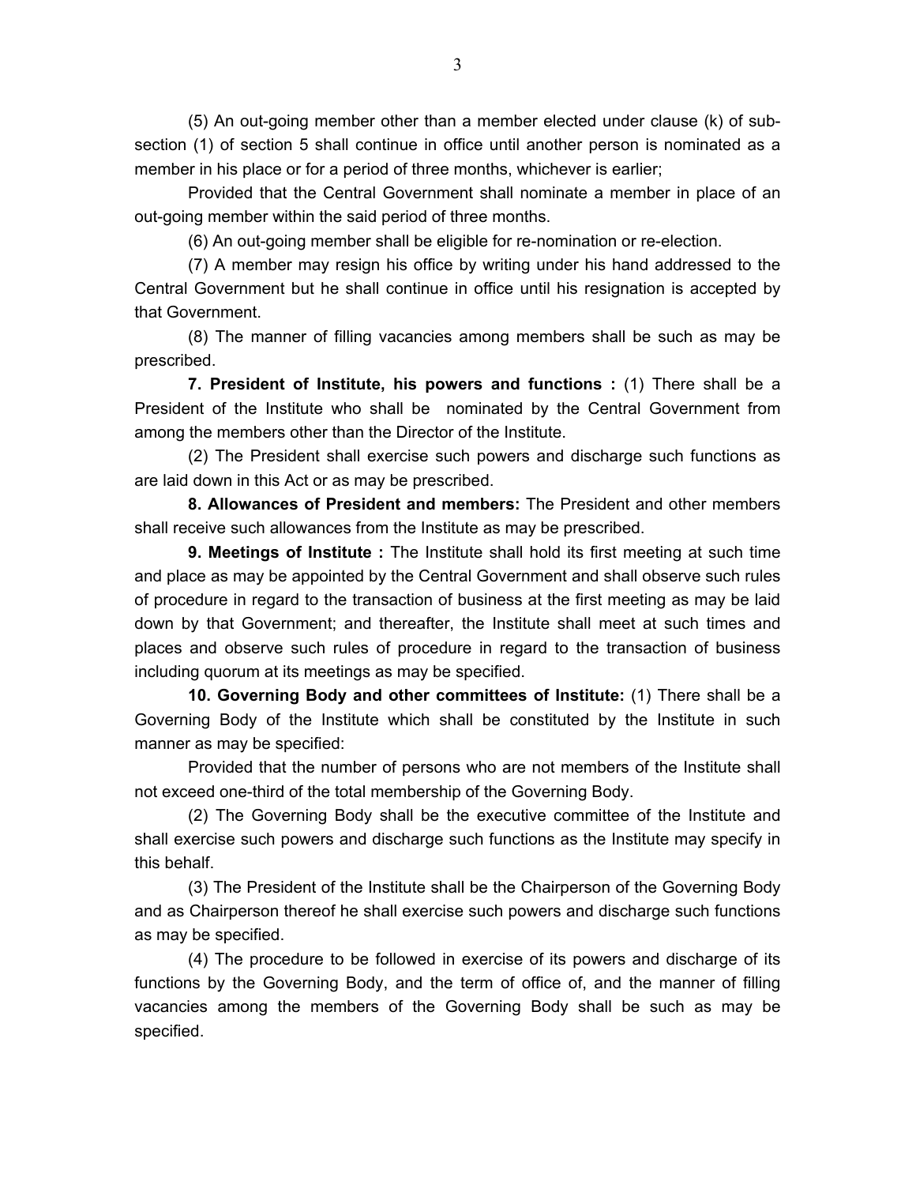(5) An out-going member other than a member elected under clause (k) of sub-section (1) of section 5 shall continue in office until another person is nominated as a member in his place or for a period of three months, whichever is earlier;

Provided that the Central Government shall nominate a member in place of an out-going member within the said period of three months.

(6) An out-going member shall be eligible for re-nomination or re-election.

(7) A member may resign his office by writing under his hand addressed to the Central Government but he shall continue in office until his resignation is accepted by that Government.

(8) The manner of filling vacancies among members shall be such as may be prescribed.

**7. President of Institute, his powers and functions :** (1) There shall be a President of the Institute who shall be nominated by the Central Government from among the members other than the Director of the Institute.

(2) The President shall exercise such powers and discharge such functions as are laid down in this Act or as may be prescribed.

**8. Allowances of President and members:** The President and other members shall receive such allowances from the Institute as may be prescribed.

**9. Meetings of Institute :** The Institute shall hold its first meeting at such time and place as may be appointed by the Central Government and shall observe such rules of procedure in regard to the transaction of business at the first meeting as may be laid down by that Government; and thereafter, the Institute shall meet at such times and places and observe such rules of procedure in regard to the transaction of business including quorum at its meetings as may be specified.

**10. Governing Body and other committees of Institute:** (1) There shall be a Governing Body of the Institute which shall be constituted by the Institute in such manner as may be specified:

Provided that the number of persons who are not members of the Institute shall not exceed one-third of the total membership of the Governing Body.

(2) The Governing Body shall be the executive committee of the Institute and shall exercise such powers and discharge such functions as the Institute may specify in this behalf.

(3) The President of the Institute shall be the Chairperson of the Governing Body and as Chairperson thereof he shall exercise such powers and discharge such functions as may be specified.

(4) The procedure to be followed in exercise of its powers and discharge of its functions by the Governing Body, and the term of office of, and the manner of filling vacancies among the members of the Governing Body shall be such as may be specified.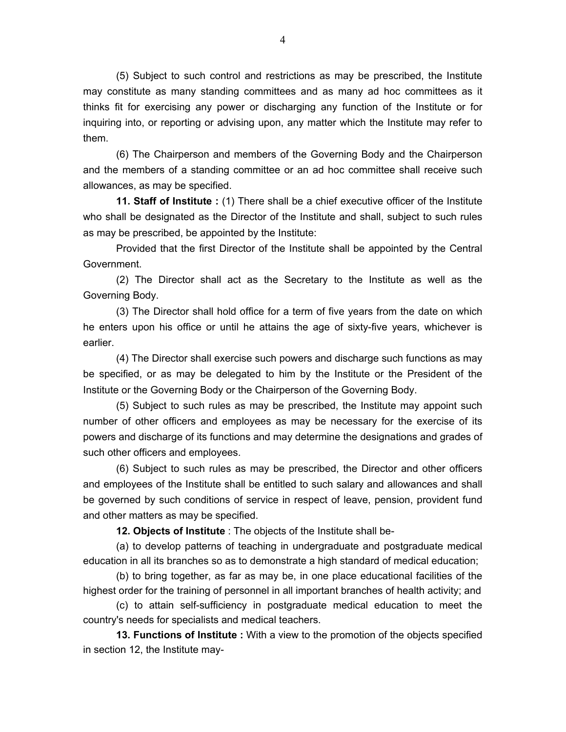(5) Subject to such control and restrictions as may be prescribed, the Institute may constitute as many standing committees and as many ad hoc committees as it thinks fit for exercising any power or discharging any function of the Institute or for inquiring into, or reporting or advising upon, any matter which the Institute may refer to them.

(6) The Chairperson and members of the Governing Body and the Chairperson and the members of a standing committee or an ad hoc committee shall receive such allowances, as may be specified.

**11. Staff of Institute :** (1) There shall be a chief executive officer of the Institute who shall be designated as the Director of the Institute and shall, subject to such rules as may be prescribed, be appointed by the Institute:

Provided that the first Director of the Institute shall be appointed by the Central Government.

(2) The Director shall act as the Secretary to the Institute as well as the Governing Body.

(3) The Director shall hold office for a term of five years from the date on which he enters upon his office or until he attains the age of sixty-five years, whichever is earlier.

(4) The Director shall exercise such powers and discharge such functions as may be specified, or as may be delegated to him by the Institute or the President of the Institute or the Governing Body or the Chairperson of the Governing Body.

(5) Subject to such rules as may be prescribed, the Institute may appoint such number of other officers and employees as may be necessary for the exercise of its powers and discharge of its functions and may determine the designations and grades of such other officers and employees.

(6) Subject to such rules as may be prescribed, the Director and other officers and employees of the Institute shall be entitled to such salary and allowances and shall be governed by such conditions of service in respect of leave, pension, provident fund and other matters as may be specified.

**12. Objects of Institute** : The objects of the Institute shall be-

(a) to develop patterns of teaching in undergraduate and postgraduate medical education in all its branches so as to demonstrate a high standard of medical education;

(b) to bring together, as far as may be, in one place educational facilities of the highest order for the training of personnel in all important branches of health activity; and

(c) to attain self-sufficiency in postgraduate medical education to meet the country's needs for specialists and medical teachers.

**13. Functions of Institute :** With a view to the promotion of the objects specified in section 12, the Institute may-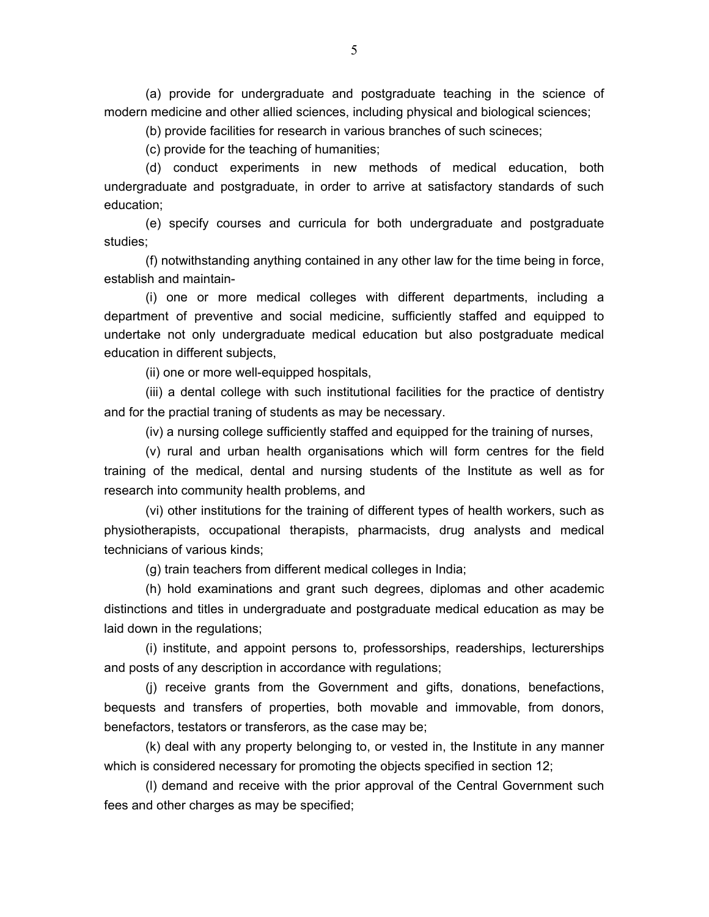(a) provide for undergraduate and postgraduate teaching in the science of modern medicine and other allied sciences, including physical and biological sciences;

(b) provide facilities for research in various branches of such scineces;

(c) provide for the teaching of humanities;

(d) conduct experiments in new methods of medical education, both undergraduate and postgraduate, in order to arrive at satisfactory standards of such education;

(e) specify courses and curricula for both undergraduate and postgraduate studies;

(f) notwithstanding anything contained in any other law for the time being in force, establish and maintain-

(i) one or more medical colleges with different departments, including a department of preventive and social medicine, sufficiently staffed and equipped to undertake not only undergraduate medical education but also postgraduate medical education in different subjects,

(ii) one or more well-equipped hospitals,

(iii) a dental college with such institutional facilities for the practice of dentistry and for the practial traning of students as may be necessary.

(iv) a nursing college sufficiently staffed and equipped for the training of nurses,

(v) rural and urban health organisations which will form centres for the field training of the medical, dental and nursing students of the Institute as well as for research into community health problems, and

(vi) other institutions for the training of different types of health workers, such as physiotherapists, occupational therapists, pharmacists, drug analysts and medical technicians of various kinds;

(g) train teachers from different medical colleges in India;

(h) hold examinations and grant such degrees, diplomas and other academic distinctions and titles in undergraduate and postgraduate medical education as may be laid down in the regulations;

(i) institute, and appoint persons to, professorships, readerships, lecturerships and posts of any description in accordance with regulations;

(j) receive grants from the Government and gifts, donations, benefactions, bequests and transfers of properties, both movable and immovable, from donors, benefactors, testators or transferors, as the case may be;

(k) deal with any property belonging to, or vested in, the Institute in any manner which is considered necessary for promoting the objects specified in section 12;

(l) demand and receive with the prior approval of the Central Government such fees and other charges as may be specified;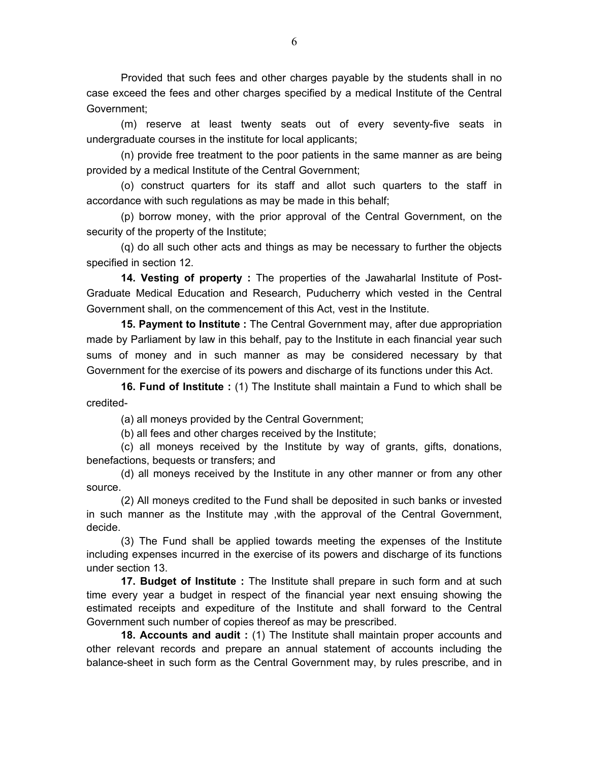Provided that such fees and other charges payable by the students shall in no case exceed the fees and other charges specified by a medical Institute of the Central Government;

(m) reserve at least twenty seats out of every seventy-five seats in undergraduate courses in the institute for local applicants;

(n) provide free treatment to the poor patients in the same manner as are being provided by a medical Institute of the Central Government;

(o) construct quarters for its staff and allot such quarters to the staff in accordance with such regulations as may be made in this behalf;

(p) borrow money, with the prior approval of the Central Government, on the security of the property of the Institute;

(q) do all such other acts and things as may be necessary to further the objects specified in section 12.

**14. Vesting of property :** The properties of the Jawaharlal Institute of Post-Graduate Medical Education and Research, Puducherry which vested in the Central Government shall, on the commencement of this Act, vest in the Institute.

**15. Payment to Institute :** The Central Government may, after due appropriation made by Parliament by law in this behalf, pay to the Institute in each financial year such sums of money and in such manner as may be considered necessary by that Government for the exercise of its powers and discharge of its functions under this Act.

**16. Fund of Institute :** (1) The Institute shall maintain a Fund to which shall be credited-

(a) all moneys provided by the Central Government;

(b) all fees and other charges received by the Institute;

(c) all moneys received by the Institute by way of grants, gifts, donations, benefactions, bequests or transfers; and

(d) all moneys received by the Institute in any other manner or from any other source.

(2) All moneys credited to the Fund shall be deposited in such banks or invested in such manner as the Institute may ,with the approval of the Central Government, decide.

(3) The Fund shall be applied towards meeting the expenses of the Institute including expenses incurred in the exercise of its powers and discharge of its functions under section 13.

**17. Budget of Institute :** The Institute shall prepare in such form and at such time every year a budget in respect of the financial year next ensuing showing the estimated receipts and expediture of the Institute and shall forward to the Central Government such number of copies thereof as may be prescribed.

**18. Accounts and audit :** (1) The Institute shall maintain proper accounts and other relevant records and prepare an annual statement of accounts including the balance-sheet in such form as the Central Government may, by rules prescribe, and in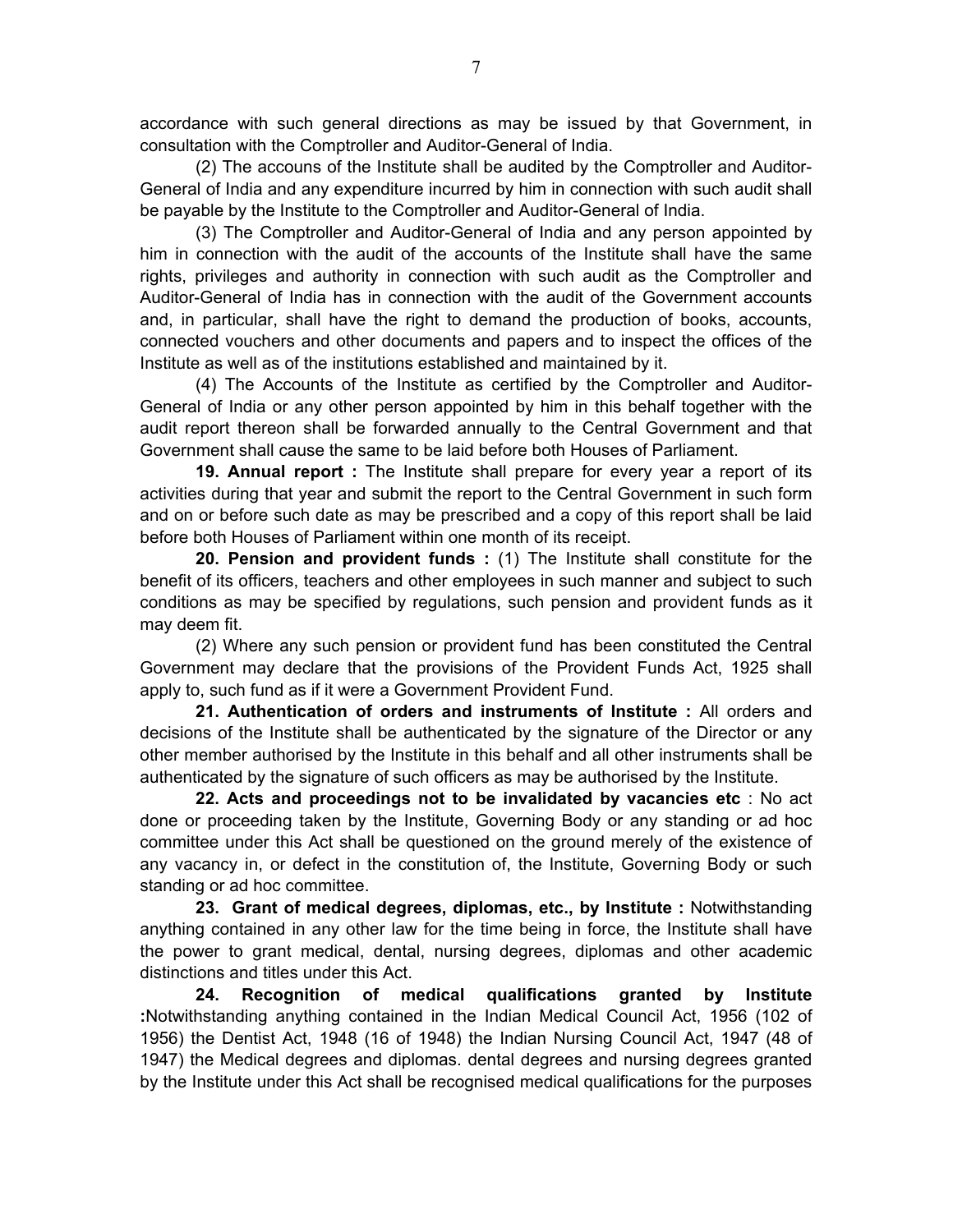accordance with such general directions as may be issued by that Government, in consultation with the Comptroller and Auditor-General of India.

(2) The accouns of the Institute shall be audited by the Comptroller and Auditor-General of India and any expenditure incurred by him in connection with such audit shall be payable by the Institute to the Comptroller and Auditor-General of India.

(3) The Comptroller and Auditor-General of India and any person appointed by him in connection with the audit of the accounts of the Institute shall have the same rights, privileges and authority in connection with such audit as the Comptroller and Auditor-General of India has in connection with the audit of the Government accounts and, in particular, shall have the right to demand the production of books, accounts, connected vouchers and other documents and papers and to inspect the offices of the Institute as well as of the institutions established and maintained by it.

(4) The Accounts of the Institute as certified by the Comptroller and Auditor-General of India or any other person appointed by him in this behalf together with the audit report thereon shall be forwarded annually to the Central Government and that Government shall cause the same to be laid before both Houses of Parliament.

**19. Annual report :** The Institute shall prepare for every year a report of its activities during that year and submit the report to the Central Government in such form and on or before such date as may be prescribed and a copy of this report shall be laid before both Houses of Parliament within one month of its receipt.

**20. Pension and provident funds :** (1) The Institute shall constitute for the benefit of its officers, teachers and other employees in such manner and subject to such conditions as may be specified by regulations, such pension and provident funds as it may deem fit.

(2) Where any such pension or provident fund has been constituted the Central Government may declare that the provisions of the Provident Funds Act, 1925 shall apply to, such fund as if it were a Government Provident Fund.

**21. Authentication of orders and instruments of Institute :** All orders and decisions of the Institute shall be authenticated by the signature of the Director or any other member authorised by the Institute in this behalf and all other instruments shall be authenticated by the signature of such officers as may be authorised by the Institute.

**22. Acts and proceedings not to be invalidated by vacancies etc** : No act done or proceeding taken by the Institute, Governing Body or any standing or ad hoc committee under this Act shall be questioned on the ground merely of the existence of any vacancy in, or defect in the constitution of, the Institute, Governing Body or such standing or ad hoc committee.

**23. Grant of medical degrees, diplomas, etc., by Institute :** Notwithstanding anything contained in any other law for the time being in force, the Institute shall have the power to grant medical, dental, nursing degrees, diplomas and other academic distinctions and titles under this Act.

**24. Recognition of medical qualifications granted by Institute :**Notwithstanding anything contained in the Indian Medical Council Act, 1956 (102 of 1956) the Dentist Act, 1948 (16 of 1948) the Indian Nursing Council Act, 1947 (48 of 1947) the Medical degrees and diplomas. dental degrees and nursing degrees granted by the Institute under this Act shall be recognised medical qualifications for the purposes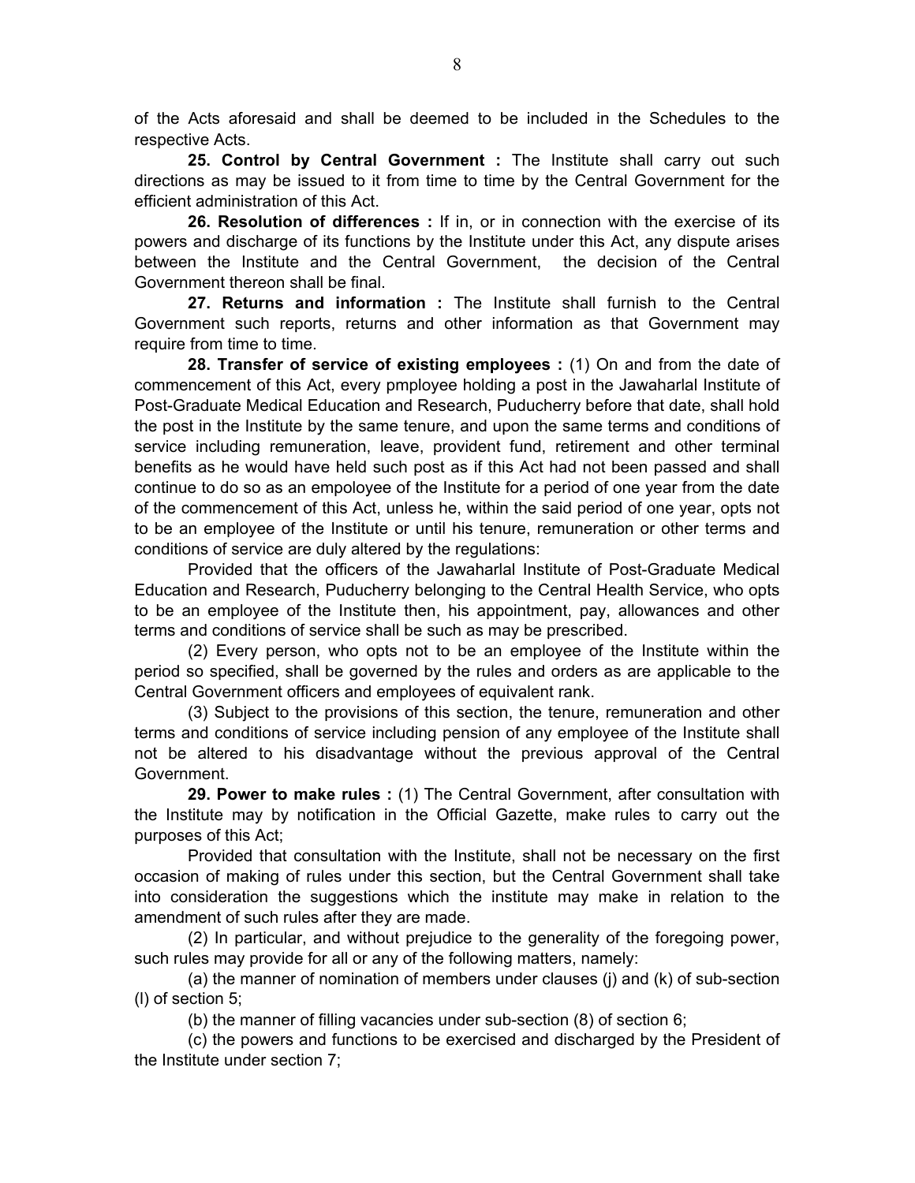of the Acts aforesaid and shall be deemed to be included in the Schedules to the respective Acts.

**25. Control by Central Government :** The Institute shall carry out such directions as may be issued to it from time to time by the Central Government for the efficient administration of this Act.

**26. Resolution of differences :** If in, or in connection with the exercise of its powers and discharge of its functions by the Institute under this Act, any dispute arises between the Institute and the Central Government, the decision of the Central Government thereon shall be final.

**27. Returns and information :** The Institute shall furnish to the Central Government such reports, returns and other information as that Government may require from time to time.

**28. Transfer of service of existing employees :** (1) On and from the date of commencement of this Act, every pmployee holding a post in the Jawaharlal Institute of Post-Graduate Medical Education and Research, Puducherry before that date, shall hold the post in the Institute by the same tenure, and upon the same terms and conditions of service including remuneration, leave, provident fund, retirement and other terminal benefits as he would have held such post as if this Act had not been passed and shall continue to do so as an empoloyee of the Institute for a period of one year from the date of the commencement of this Act, unless he, within the said period of one year, opts not to be an employee of the Institute or until his tenure, remuneration or other terms and conditions of service are duly altered by the regulations:

Provided that the officers of the Jawaharlal Institute of Post-Graduate Medical Education and Research, Puducherry belonging to the Central Health Service, who opts to be an employee of the Institute then, his appointment, pay, allowances and other terms and conditions of service shall be such as may be prescribed.

(2) Every person, who opts not to be an employee of the Institute within the period so specified, shall be governed by the rules and orders as are applicable to the Central Government officers and employees of equivalent rank.

(3) Subject to the provisions of this section, the tenure, remuneration and other terms and conditions of service including pension of any employee of the Institute shall not be altered to his disadvantage without the previous approval of the Central Government.

**29. Power to make rules :** (1) The Central Government, after consultation with the Institute may by notification in the Official Gazette, make rules to carry out the purposes of this Act;

Provided that consultation with the Institute, shall not be necessary on the first occasion of making of rules under this section, but the Central Government shall take into consideration the suggestions which the institute may make in relation to the amendment of such rules after they are made.

(2) In particular, and without prejudice to the generality of the foregoing power, such rules may provide for all or any of the following matters, namely:

(a) the manner of nomination of members under clauses (j) and (k) of sub-section (l) of section 5;

(b) the manner of filling vacancies under sub-section (8) of section 6;

(c) the powers and functions to be exercised and discharged by the President of the Institute under section 7;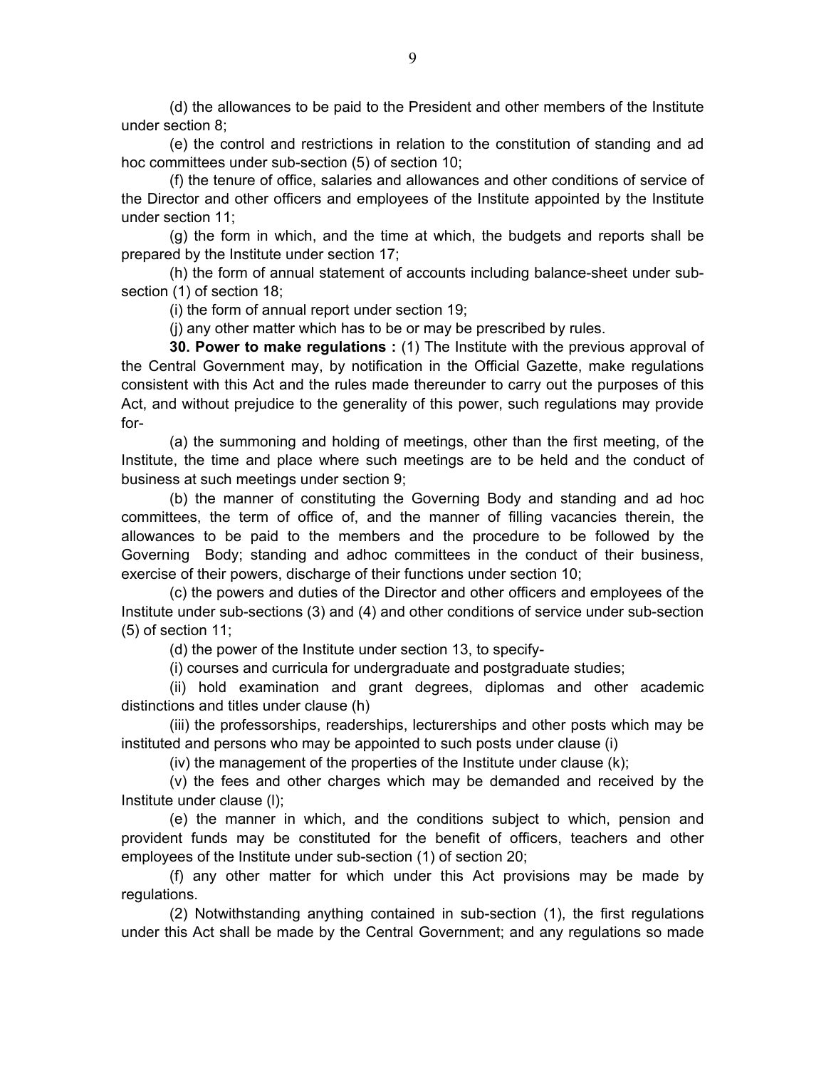(d) the allowances to be paid to the President and other members of the Institute under section 8;

(e) the control and restrictions in relation to the constitution of standing and ad hoc committees under sub-section (5) of section 10;

(f) the tenure of office, salaries and allowances and other conditions of service of the Director and other officers and employees of the Institute appointed by the Institute under section 11;

(g) the form in which, and the time at which, the budgets and reports shall be prepared by the Institute under section 17;

(h) the form of annual statement of accounts including balance-sheet under sub-section (1) of section 18;

(i) the form of annual report under section 19;

(j) any other matter which has to be or may be prescribed by rules.

**30. Power to make regulations :** (1) The Institute with the previous approval of the Central Government may, by notification in the Official Gazette, make regulations consistent with this Act and the rules made thereunder to carry out the purposes of this Act, and without prejudice to the generality of this power, such regulations may provide for-

(a) the summoning and holding of meetings, other than the first meeting, of the Institute, the time and place where such meetings are to be held and the conduct of business at such meetings under section 9;

(b) the manner of constituting the Governing Body and standing and ad hoc committees, the term of office of, and the manner of filling vacancies therein, the allowances to be paid to the members and the procedure to be followed by the Governing Body; standing and adhoc committees in the conduct of their business, exercise of their powers, discharge of their functions under section 10;

(c) the powers and duties of the Director and other officers and employees of the Institute under sub-sections (3) and (4) and other conditions of service under sub-section (5) of section 11;

(d) the power of the Institute under section 13, to specify-

(i) courses and curricula for undergraduate and postgraduate studies;

(ii) hold examination and grant degrees, diplomas and other academic distinctions and titles under clause (h)

(iii) the professorships, readerships, lecturerships and other posts which may be instituted and persons who may be appointed to such posts under clause (i)

(iv) the management of the properties of the Institute under clause (k);

(v) the fees and other charges which may be demanded and received by the Institute under clause (l);

(e) the manner in which, and the conditions subject to which, pension and provident funds may be constituted for the benefit of officers, teachers and other employees of the Institute under sub-section (1) of section 20;

(f) any other matter for which under this Act provisions may be made by regulations.

(2) Notwithstanding anything contained in sub-section (1), the first regulations under this Act shall be made by the Central Government; and any regulations so made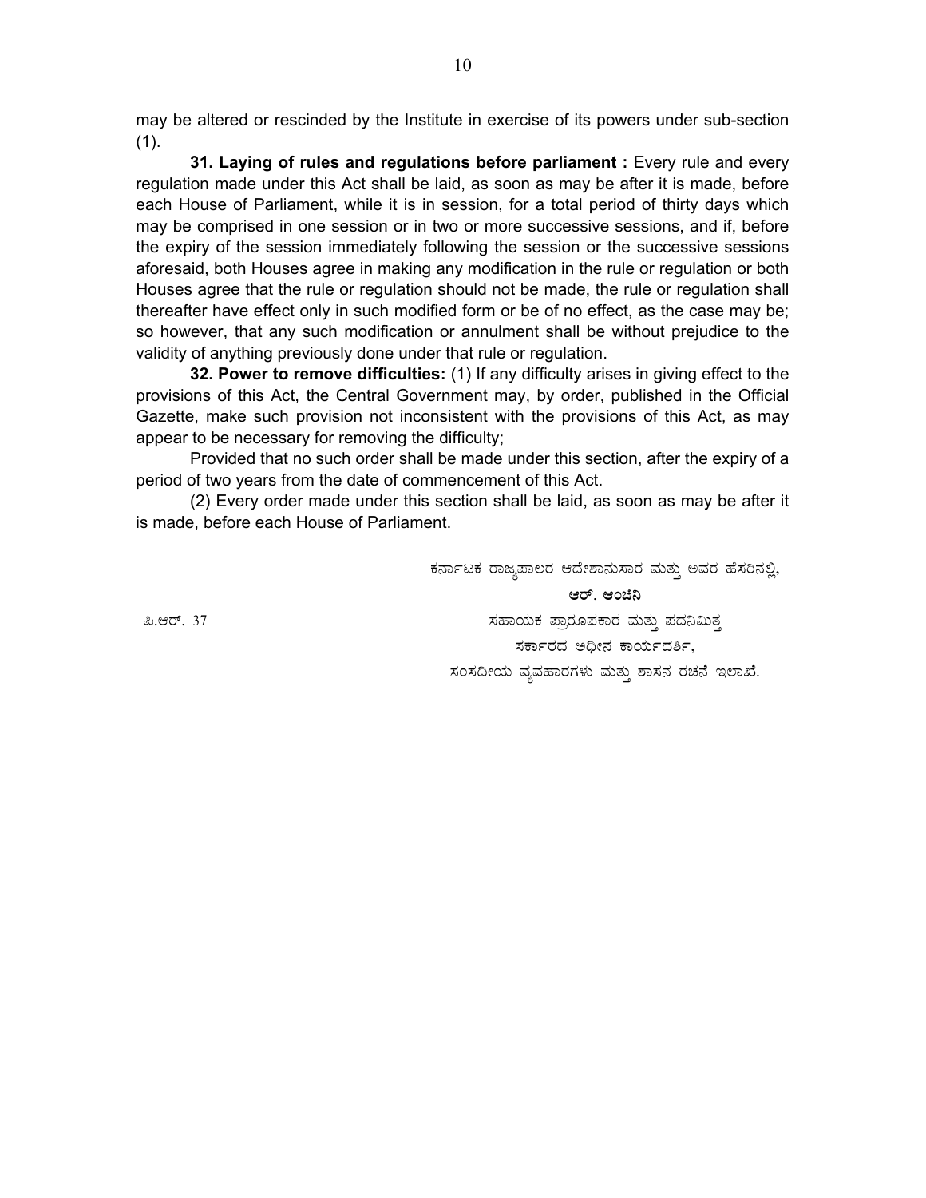may be altered or rescinded by the Institute in exercise of its powers under sub-section (1).

**31. Laying of rules and regulations before parliament :** Every rule and every regulation made under this Act shall be laid, as soon as may be after it is made, before each House of Parliament, while it is in session, for a total period of thirty days which may be comprised in one session or in two or more successive sessions, and if, before the expiry of the session immediately following the session or the successive sessions aforesaid, both Houses agree in making any modification in the rule or regulation or both Houses agree that the rule or regulation should not be made, the rule or regulation shall thereafter have effect only in such modified form or be of no effect, as the case may be; so however, that any such modification or annulment shall be without prejudice to the validity of anything previously done under that rule or regulation.

**32. Power to remove difficulties:** (1) If any difficulty arises in giving effect to the provisions of this Act, the Central Government may, by order, published in the Official Gazette, make such provision not inconsistent with the provisions of this Act, as may appear to be necessary for removing the difficulty;

Provided that no such order shall be made under this section, after the expiry of a period of two years from the date of commencement of this Act.

(2) Every order made under this section shall be laid, as soon as may be after it is made, before each House of Parliament.

ಕರ್ನಾಟಕ ರಾಜ್ಯಪಾಲರ ಆದೇಶಾನುಸಾರ ಮತ್ತು ಅವರ ಹೆಸರಿನಲ್ಲಿ,

**ಆರ್. ಆಂಜಿನಿ**

ಪಿ.ಆರ್. 37

ಸಹಾಯಕ ಪ್ರಾರೂಪಕಾರ ಮತ್ತು ಪದನಿಮಿತ್ತ

ಸರ್ಕಾರದ ಅಧೀನ ಕಾರ್ಯದರ್ಶಿ,

ಸಂಸದೀಯ ವ್ಯವಹಾರಗಳು ಮತ್ತು ಶಾಸನ ರಚನೆ ಇಲಾಖೆ.